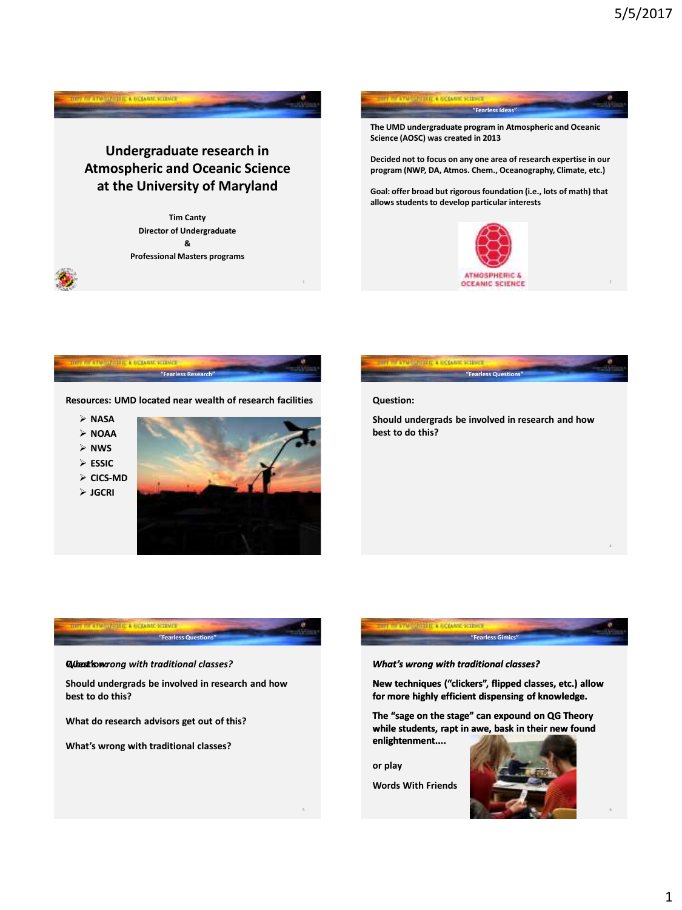# Undergraduate research in Atmospheric and Oceanic Science at the University of Maryland

Tim Canty
Director of Undergraduate
&
Professional Masters programs

---

## "Fearless Ideas"

The UMD undergraduate program in Atmospheric and Oceanic Science (AOSC) was created in 2013

Decided not to focus on any one area of research expertise in our program (NWP, DA, Atmos. Chem., Oceanography, Climate, etc.)

Goal: offer broad but rigorous foundation (i.e., lots of math) that allows students to develop particular interests

ATMOSPHERIC & OCEANIC SCIENCE

---

## "Fearless Research"

Resources: UMD located near wealth of research facilities

- NASA
- NOAA
- NWS
- ESSIC
- CICS-MD
- JGCRI

---

## "Fearless Questions"

Question:

Should undergrads be involved in research and how best to do this?

---

## "Fearless Questions"

*Questions:* / *What's wrong with traditional classes?*

Should undergrads be involved in research and how best to do this?

What do research advisors get out of this?

What's wrong with traditional classes?

---

## "Fearless Gimics"

*What's wrong with traditional classes?*

New techniques ("clickers", flipped classes, etc.) allow for more highly efficient dispensing of knowledge.

The "sage on the stage" can expound on QG Theory while students, rapt in awe, bask in their new found enlightenment....

or play

Words With Friends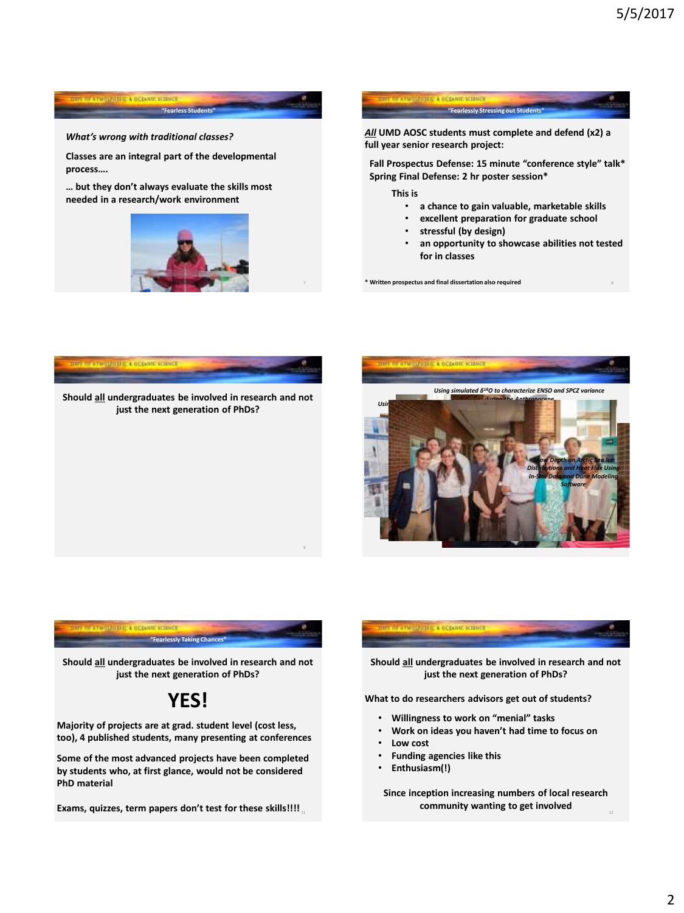## "Fearless Students"

*What's wrong with traditional classes?*

**Classes are an integral part of the developmental process….**

**… but they don't always evaluate the skills most needed in a research/work environment**

## "Fearlessly Stressing out Students"

***All*** **UMD AOSC students must complete and defend (x2) a full year senior research project:**

**Fall Prospectus Defense: 15 minute "conference style" talk***
**Spring Final Defense: 2 hr poster session***

**This is**

- **a chance to gain valuable, marketable skills**
- **excellent preparation for graduate school**
- **stressful (by design)**
- **an opportunity to showcase abilities not tested for in classes**

**\* Written prospectus and final dissertation also required**

---

**Should all undergraduates be involved in research and not just the next generation of PhDs?**

---

*Using simulated $\delta^{18}O$ to characterize ENSO and SPCZ variance during the Anthropocene*

*Snow Depth on Arctic Sea Ice: Distributions and Heat Flux Using In-Situ Data and Dune Modeling Software*

---

## "Fearlessly Taking Chances"

**Should all undergraduates be involved in research and not just the next generation of PhDs?**

# YES!

**Majority of projects are at grad. student level (cost less, too), 4 published students, many presenting at conferences**

**Some of the most advanced projects have been completed by students who, at first glance, would not be considered PhD material**

**Exams, quizzes, term papers don't test for these skills!!!!**

---

**Should all undergraduates be involved in research and not just the next generation of PhDs?**

**What to do researchers advisors get out of students?**

- **Willingness to work on "menial" tasks**
- **Work on ideas you haven't had time to focus on**
- **Low cost**
- **Funding agencies like this**
- **Enthusiasm(!)**

**Since inception increasing numbers of local research community wanting to get involved**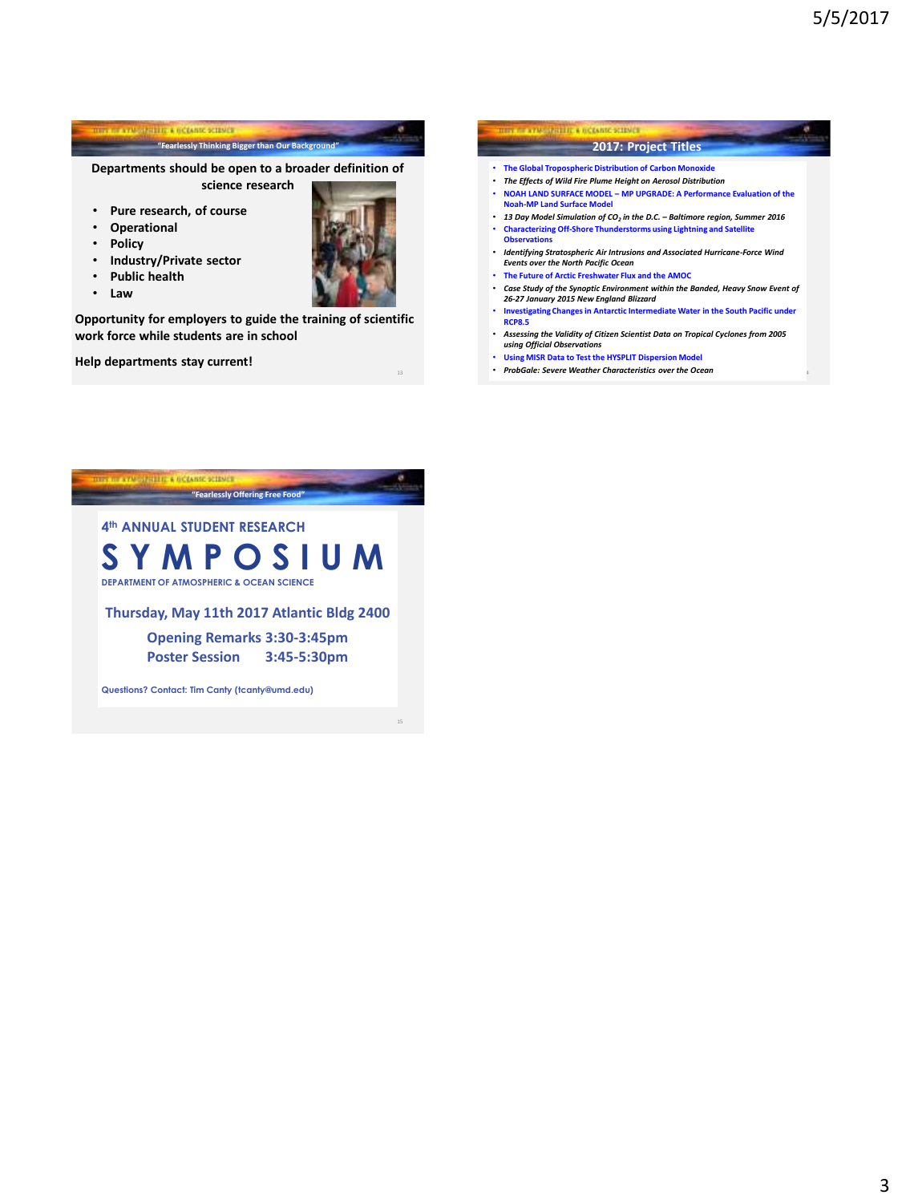## "Fearlessly Thinking Bigger than Our Background"

**Departments should be open to a broader definition of science research**

- **Pure research, of course**
- **Operational**
- **Policy**
- **Industry/Private sector**
- **Public health**
- **Law**

**Opportunity for employers to guide the training of scientific work force while students are in school**

**Help departments stay current!**

## 2017: Project Titles

- **The Global Tropospheric Distribution of Carbon Monoxide**
- ***The Effects of Wild Fire Plume Height on Aerosol Distribution***
- **NOAH LAND SURFACE MODEL – MP UPGRADE: A Performance Evaluation of the Noah-MP Land Surface Model**
- ***13 Day Model Simulation of $CO_2$ in the D.C. – Baltimore region, Summer 2016***
- **Characterizing Off-Shore Thunderstorms using Lightning and Satellite Observations**
- ***Identifying Stratospheric Air Intrusions and Associated Hurricane-Force Wind Events over the North Pacific Ocean***
- **The Future of Arctic Freshwater Flux and the AMOC**
- ***Case Study of the Synoptic Environment within the Banded, Heavy Snow Event of 26-27 January 2015 New England Blizzard***
- **Investigating Changes in Antarctic Intermediate Water in the South Pacific under RCP8.5**
- ***Assessing the Validity of Citizen Scientist Data on Tropical Cyclones from 2005 using Official Observations***
- **Using MISR Data to Test the HYSPLIT Dispersion Model**
- ***ProbGale: Severe Weather Characteristics over the Ocean***

## "Fearlessly Offering Free Food"

**4th ANNUAL STUDENT RESEARCH**

# SYMPOSIUM

**DEPARTMENT OF ATMOSPHERIC & OCEAN SCIENCE**

**Thursday, May 11th 2017 Atlantic Bldg 2400**

**Opening Remarks 3:30-3:45pm**
**Poster Session 3:45-5:30pm**

Questions? Contact: Tim Canty (tcanty@umd.edu)